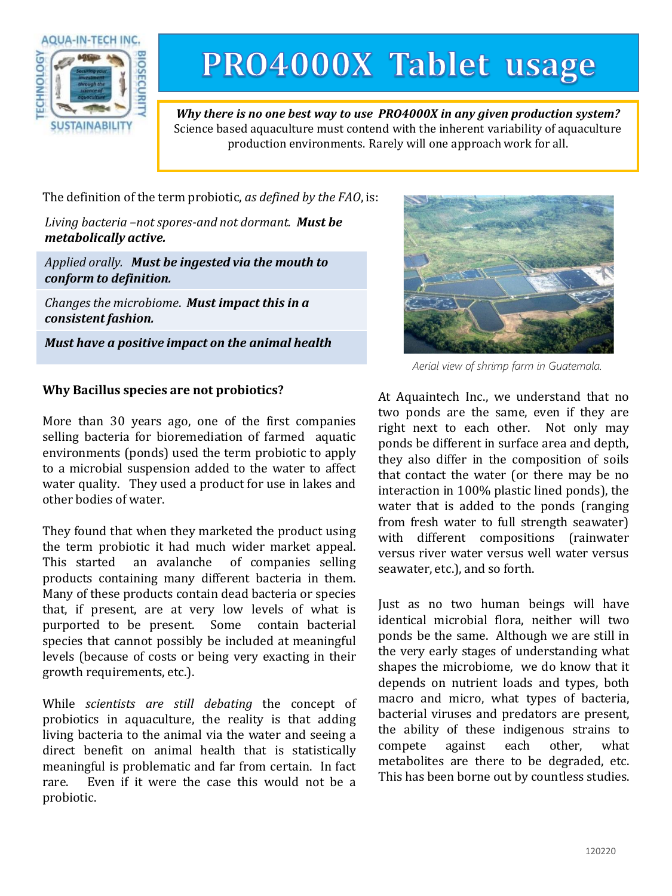# PRO4000X Tablet usage

***Why there is no one best way to use PRO4000X in any given production system?***
Science based aquaculture must contend with the inherent variability of aquaculture production environments. Rarely will one approach work for all.

The definition of the term probiotic, *as defined by the FAO*, is:

*Living bacteria –not spores-and not dormant.* ***Must be metabolically active.***

*Applied orally.* ***Must be ingested via the mouth to conform to definition.***

*Changes the microbiome*. ***Must impact this in a consistent fashion.***

***Must have a positive impact on the animal health***

*Aerial view of shrimp farm in Guatemala.*

**Why Bacillus species are not probiotics?**

More than 30 years ago, one of the first companies selling bacteria for bioremediation of farmed aquatic environments (ponds) used the term probiotic to apply to a microbial suspension added to the water to affect water quality. They used a product for use in lakes and other bodies of water.

They found that when they marketed the product using the term probiotic it had much wider market appeal. This started an avalanche of companies selling products containing many different bacteria in them. Many of these products contain dead bacteria or species that, if present, are at very low levels of what is purported to be present. Some contain bacterial species that cannot possibly be included at meaningful levels (because of costs or being very exacting in their growth requirements, etc.).

While *scientists are still debating* the concept of probiotics in aquaculture, the reality is that adding living bacteria to the animal via the water and seeing a direct benefit on animal health that is statistically meaningful is problematic and far from certain. In fact rare. Even if it were the case this would not be a probiotic.

At Aquaintech Inc., we understand that no two ponds are the same, even if they are right next to each other. Not only may ponds be different in surface area and depth, they also differ in the composition of soils that contact the water (or there may be no interaction in 100% plastic lined ponds), the water that is added to the ponds (ranging from fresh water to full strength seawater) with different compositions (rainwater versus river water versus well water versus seawater, etc.), and so forth.

Just as no two human beings will have identical microbial flora, neither will two ponds be the same. Although we are still in the very early stages of understanding what shapes the microbiome, we do know that it depends on nutrient loads and types, both macro and micro, what types of bacteria, bacterial viruses and predators are present, the ability of these indigenous strains to compete against each other, what metabolites are there to be degraded, etc. This has been borne out by countless studies.

120220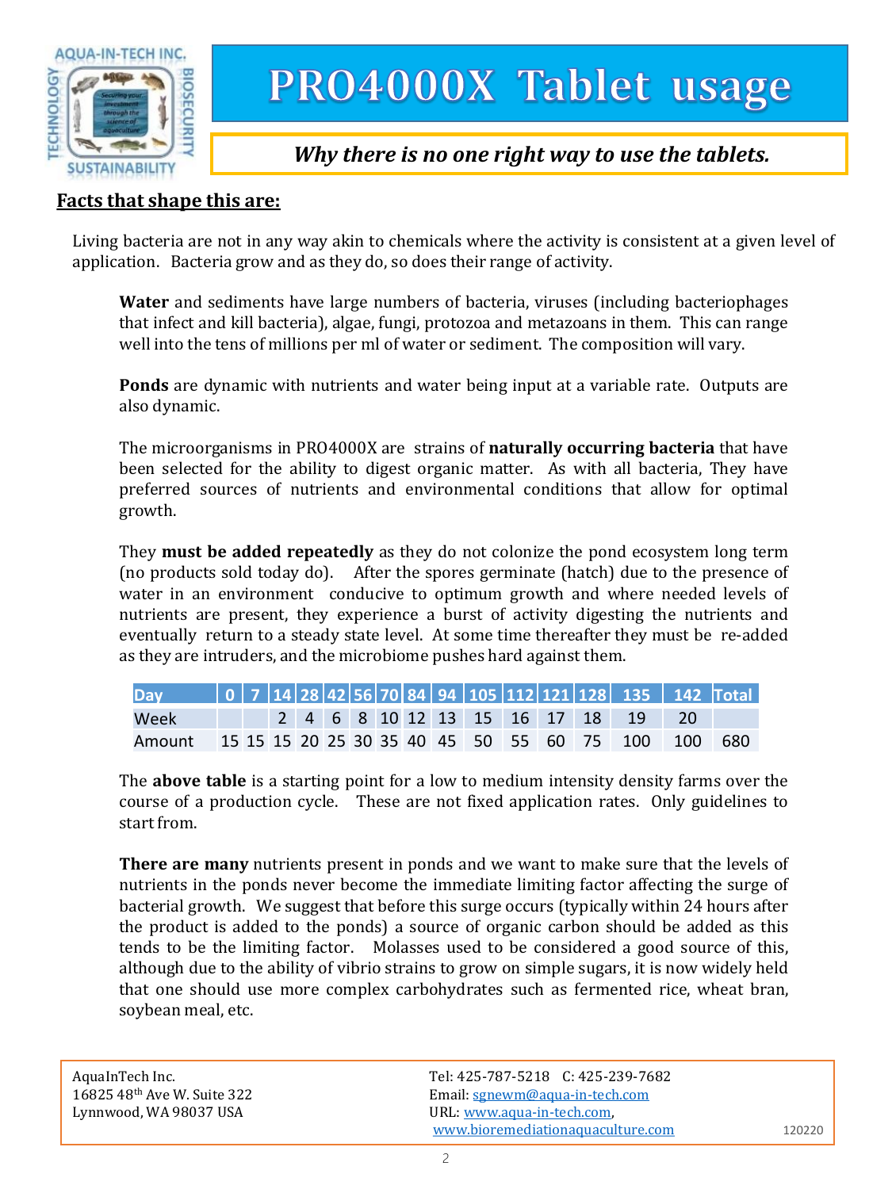# PRO4000X Tablet usage

### *Why there is no one right way to use the tablets.*

## Facts that shape this are:

Living bacteria are not in any way akin to chemicals where the activity is consistent at a given level of application. Bacteria grow and as they do, so does their range of activity.

**Water** and sediments have large numbers of bacteria, viruses (including bacteriophages that infect and kill bacteria), algae, fungi, protozoa and metazoans in them. This can range well into the tens of millions per ml of water or sediment. The composition will vary.

**Ponds** are dynamic with nutrients and water being input at a variable rate. Outputs are also dynamic.

The microorganisms in PRO4000X are strains of **naturally occurring bacteria** that have been selected for the ability to digest organic matter. As with all bacteria, They have preferred sources of nutrients and environmental conditions that allow for optimal growth.

They **must be added repeatedly** as they do not colonize the pond ecosystem long term (no products sold today do). After the spores germinate (hatch) due to the presence of water in an environment conducive to optimum growth and where needed levels of nutrients are present, they experience a burst of activity digesting the nutrients and eventually return to a steady state level. At some time thereafter they must be re-added as they are intruders, and the microbiome pushes hard against them.

| Day | 0 | 7 | 14 | 28 | 42 | 56 | 70 | 84 | 94 | 105 | 112 | 121 | 128 | 135 | 142 | Total |
|---|---|---|---|---|---|---|---|---|---|---|---|---|---|---|---|---|
| Week | | | 2 | 4 | 6 | 8 | 10 | 12 | 13 | 15 | 16 | 17 | 18 | 19 | 20 | |
| Amount | 15 | 15 | 15 | 20 | 25 | 30 | 35 | 40 | 45 | 50 | 55 | 60 | 75 | 100 | 100 | 680 |

The **above table** is a starting point for a low to medium intensity density farms over the course of a production cycle. These are not fixed application rates. Only guidelines to start from.

**There are many** nutrients present in ponds and we want to make sure that the levels of nutrients in the ponds never become the immediate limiting factor affecting the surge of bacterial growth. We suggest that before this surge occurs (typically within 24 hours after the product is added to the ponds) a source of organic carbon should be added as this tends to be the limiting factor. Molasses used to be considered a good source of this, although due to the ability of vibrio strains to grow on simple sugars, it is now widely held that one should use more complex carbohydrates such as fermented rice, wheat bran, soybean meal, etc.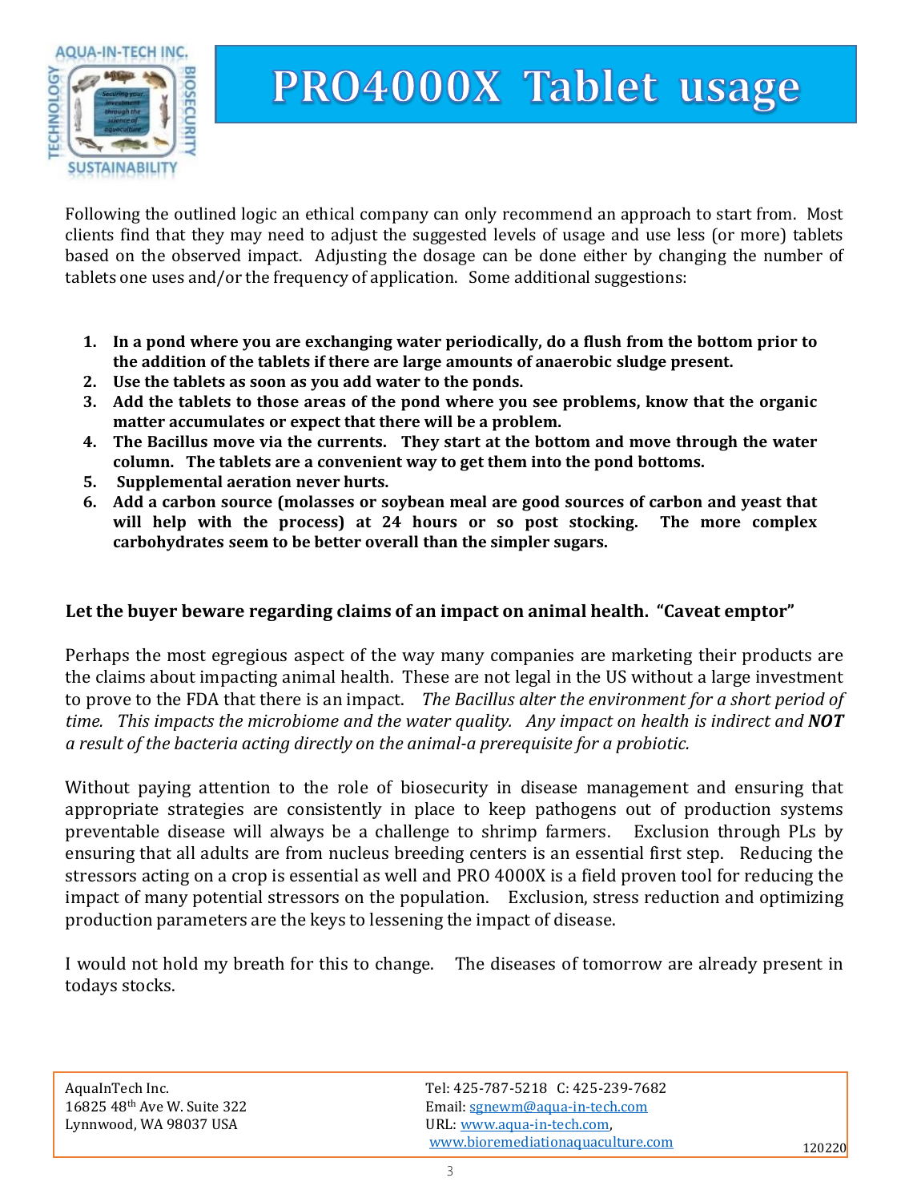# PRO4000X Tablet usage

Following the outlined logic an ethical company can only recommend an approach to start from. Most clients find that they may need to adjust the suggested levels of usage and use less (or more) tablets based on the observed impact. Adjusting the dosage can be done either by changing the number of tablets one uses and/or the frequency of application. Some additional suggestions:

1. **In a pond where you are exchanging water periodically, do a flush from the bottom prior to the addition of the tablets if there are large amounts of anaerobic sludge present.**
2. **Use the tablets as soon as you add water to the ponds.**
3. **Add the tablets to those areas of the pond where you see problems, know that the organic matter accumulates or expect that there will be a problem.**
4. **The Bacillus move via the currents. They start at the bottom and move through the water column. The tablets are a convenient way to get them into the pond bottoms.**
5. **Supplemental aeration never hurts.**
6. **Add a carbon source (molasses or soybean meal are good sources of carbon and yeast that will help with the process) at 24 hours or so post stocking. The more complex carbohydrates seem to be better overall than the simpler sugars.**

**Let the buyer beware regarding claims of an impact on animal health. "Caveat emptor"**

Perhaps the most egregious aspect of the way many companies are marketing their products are the claims about impacting animal health. These are not legal in the US without a large investment to prove to the FDA that there is an impact. *The Bacillus alter the environment for a short period of time. This impacts the microbiome and the water quality. Any impact on health is indirect and **NOT** a result of the bacteria acting directly on the animal-a prerequisite for a probiotic.*

Without paying attention to the role of biosecurity in disease management and ensuring that appropriate strategies are consistently in place to keep pathogens out of production systems preventable disease will always be a challenge to shrimp farmers. Exclusion through PLs by ensuring that all adults are from nucleus breeding centers is an essential first step. Reducing the stressors acting on a crop is essential as well and PRO 4000X is a field proven tool for reducing the impact of many potential stressors on the population. Exclusion, stress reduction and optimizing production parameters are the keys to lessening the impact of disease.

I would not hold my breath for this to change. The diseases of tomorrow are already present in todays stocks.

AquaInTech Inc.
16825 48th Ave W. Suite 322
Lynnwood, WA 98037 USA

Tel: 425-787-5218 C: 425-239-7682
Email: sgnewm@aqua-in-tech.com
URL: www.aqua-in-tech.com,
www.bioremediationaquaculture.com

120220